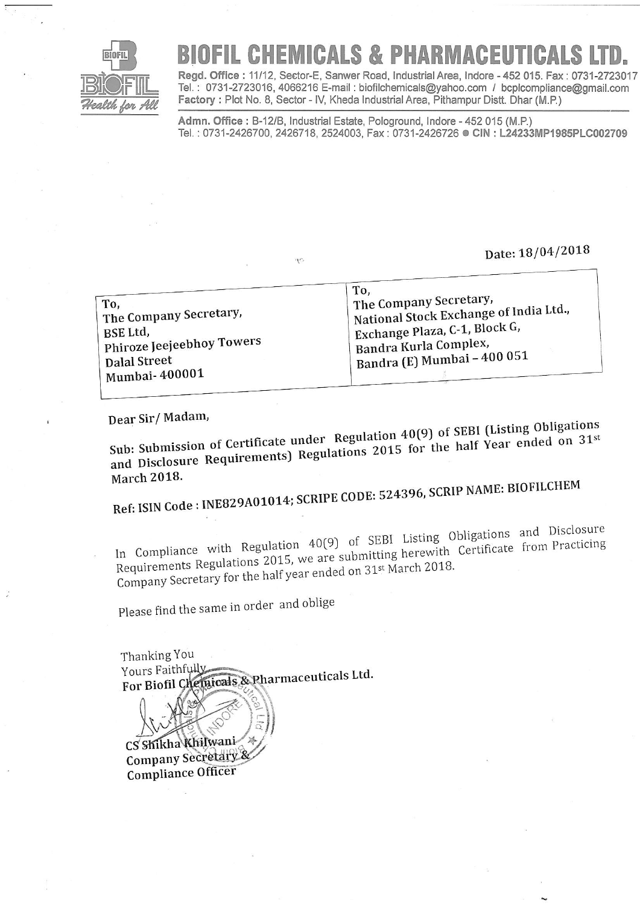# BIOFIL CHEMICALS & PHARMACEUTICALS LTD.

**Regd. Office :** 11/12, Sector-E, Sanwer Road, Industrial Area, Indore - 452 015. Fax : 0731-2723017
Tel. : 0731-2723016, 4066216 E-mail : biofilchemicals@yahoo.com / bcplcompliance@gmail.com
**Factory :** Plot No. 8, Sector - IV, Kheda Industrial Area, Pithampur Distt. Dhar (M.P.)

**Admn. Office :** B-12/B, Industrial Estate, Pologround, Indore - 452 015 (M.P.)
Tel. : 0731-2426700, 2426718, 2524003, Fax : 0731-2426726 ● **CIN : L24233MP1985PLC002709**

Date: 18/04/2018

| To,<br>The Company Secretary,<br>BSE Ltd,<br>Phiroze Jeejeebhoy Towers<br>Dalal Street<br>Mumbai- 400001 | To,<br>The Company Secretary,<br>National Stock Exchange of India Ltd.,<br>Exchange Plaza, C-1, Block G,<br>Bandra Kurla Complex,<br>Bandra (E) Mumbai – 400 051 |
|---|---|

Dear Sir/ Madam,

**Sub: Submission of Certificate under Regulation 40(9) of SEBI (Listing Obligations and Disclosure Requirements) Regulations 2015 for the half Year ended on 31st March 2018.**

**Ref: ISIN Code : INE829A01014; SCRIPE CODE: 524396, SCRIP NAME: BIOFILCHEM**

In Compliance with Regulation 40(9) of SEBI Listing Obligations and Disclosure Requirements Regulations 2015, we are submitting herewith Certificate from Practicing Company Secretary for the half year ended on 31st March 2018.

Please find the same in order and oblige

Thanking You
Yours Faithfully
**For Biofil Chemicals & Pharmaceuticals Ltd.**

**CS Shikha Khilwani**
**Company Secretary &**
**Compliance Officer**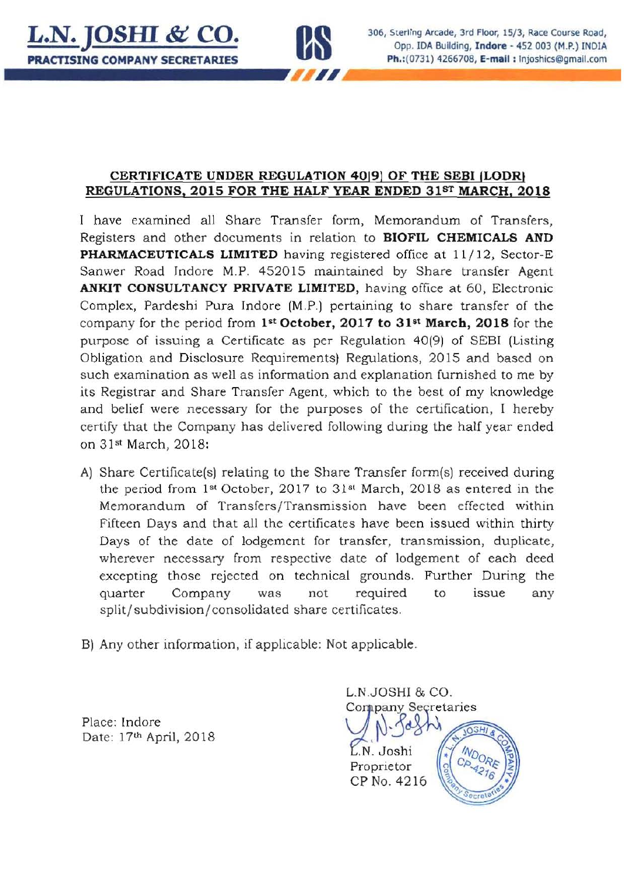**L.N. JOSHI & CO.**
**PRACTISING COMPANY SECRETARIES**

306, Sterling Arcade, 3rd Floor, 15/3, Race Course Road, Opp. IDA Building, **Indore** - 452 003 (M.P.) INDIA
**Ph.:**(0731) 4266708, **E-mail :** lnjoshics@gmail.com

## CERTIFICATE UNDER REGULATION 40(9) OF THE SEBI (LODR) REGULATIONS, 2015 FOR THE HALF YEAR ENDED 31ST MARCH, 2018

I have examined all Share Transfer form, Memorandum of Transfers, Registers and other documents in relation to **BIOFIL CHEMICALS AND PHARMACEUTICALS LIMITED** having registered office at 11/12, Sector-E Sanwer Road Indore M.P. 452015 maintained by Share transfer Agent **ANKIT CONSULTANCY PRIVATE LIMITED,** having office at 60, Electronic Complex, Pardeshi Pura Indore (M.P.) pertaining to share transfer of the company for the period from **1st October, 2017 to 31st March, 2018** for the purpose of issuing a Certificate as per Regulation 40(9) of SEBI (Listing Obligation and Disclosure Requirements) Regulations, 2015 and based on such examination as well as information and explanation furnished to me by its Registrar and Share Transfer Agent, which to the best of my knowledge and belief were necessary for the purposes of the certification, I hereby certify that the Company has delivered following during the half year ended on 31st March, 2018:

A) Share Certificate(s) relating to the Share Transfer form(s) received during the period from 1st October, 2017 to 31st March, 2018 as entered in the Memorandum of Transfers/Transmission have been effected within Fifteen Days and that all the certificates have been issued within thirty Days of the date of lodgement for transfer, transmission, duplicate, wherever necessary from respective date of lodgement of each deed excepting those rejected on technical grounds. Further During the quarter Company was not required to issue any split/subdivision/consolidated share certificates.

B) Any other information, if applicable: Not applicable.

Place: Indore
Date: 17th April, 2018

L.N.JOSHI & CO.
Company Secretaries

L.N. Joshi
Proprietor
CP No. 4216